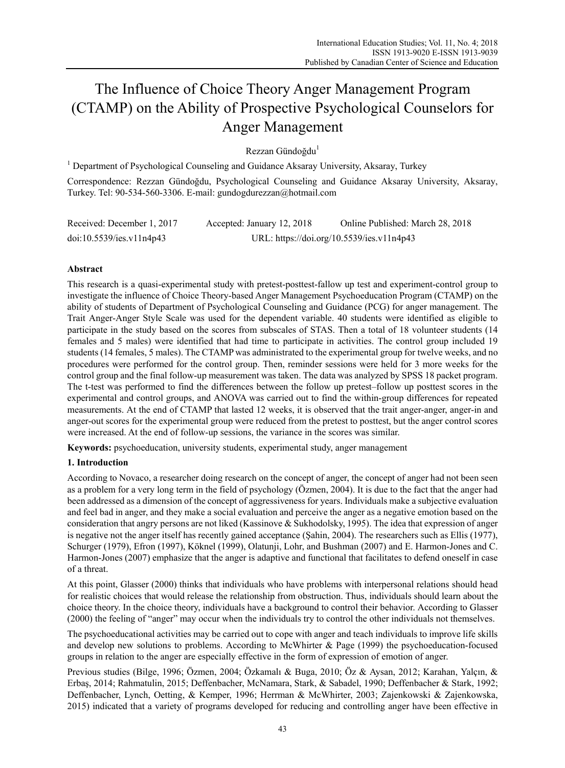# The Influence of Choice Theory Anger Management Program (CTAMP) on the Ability of Prospective Psychological Counselors for Anger Management

Rezzan Gündoğdu[1]

[1] Department of Psychological Counseling and Guidance Aksaray University, Aksaray, Turkey

Correspondence: Rezzan Gündoğdu, Psychological Counseling and Guidance Aksaray University, Aksaray, Turkey. Tel: 90-534-560-3306. E-mail: gundogdurezzan@hotmail.com

Received: December 1, 2017 Accepted: January 12, 2018 Online Published: March 28, 2018

doi:10.5539/ies.v11n4p43 URL: https://doi.org/10.5539/ies.v11n4p43

## Abstract

This research is a quasi-experimental study with pretest-posttest-fallow up test and experiment-control group to investigate the influence of Choice Theory-based Anger Management Psychoeducation Program (CTAMP) on the ability of students of Department of Psychological Counseling and Guidance (PCG) for anger management. The Trait Anger-Anger Style Scale was used for the dependent variable. 40 students were identified as eligible to participate in the study based on the scores from subscales of STAS. Then a total of 18 volunteer students (14 females and 5 males) were identified that had time to participate in activities. The control group included 19 students (14 females, 5 males). The CTAMP was administrated to the experimental group for twelve weeks, and no procedures were performed for the control group. Then, reminder sessions were held for 3 more weeks for the control group and the final follow-up measurement was taken. The data was analyzed by SPSS 18 packet program. The t-test was performed to find the differences between the follow up pretest–follow up posttest scores in the experimental and control groups, and ANOVA was carried out to find the within-group differences for repeated measurements. At the end of CTAMP that lasted 12 weeks, it is observed that the trait anger-anger, anger-in and anger-out scores for the experimental group were reduced from the pretest to posttest, but the anger control scores were increased. At the end of follow-up sessions, the variance in the scores was similar.

**Keywords:** psychoeducation, university students, experimental study, anger management

## 1. Introduction

According to Novaco, a researcher doing research on the concept of anger, the concept of anger had not been seen as a problem for a very long term in the field of psychology (Özmen, 2004). It is due to the fact that the anger had been addressed as a dimension of the concept of aggressiveness for years. Individuals make a subjective evaluation and feel bad in anger, and they make a social evaluation and perceive the anger as a negative emotion based on the consideration that angry persons are not liked (Kassinove & Sukhodolsky, 1995). The idea that expression of anger is negative not the anger itself has recently gained acceptance (Şahin, 2004). The researchers such as Ellis (1977), Schurger (1979), Efron (1997), Köknel (1999), Olatunji, Lohr, and Bushman (2007) and E. Harmon-Jones and C. Harmon-Jones (2007) emphasize that the anger is adaptive and functional that facilitates to defend oneself in case of a threat.

At this point, Glasser (2000) thinks that individuals who have problems with interpersonal relations should head for realistic choices that would release the relationship from obstruction. Thus, individuals should learn about the choice theory. In the choice theory, individuals have a background to control their behavior. According to Glasser (2000) the feeling of "anger" may occur when the individuals try to control the other individuals not themselves.

The psychoeducational activities may be carried out to cope with anger and teach individuals to improve life skills and develop new solutions to problems. According to McWhirter & Page (1999) the psychoeducation-focused groups in relation to the anger are especially effective in the form of expression of emotion of anger.

Previous studies (Bilge, 1996; Özmen, 2004; Özkamalı & Buga, 2010; Öz & Aysan, 2012; Karahan, Yalçın, & Erbaş, 2014; Rahmatulin, 2015; Deffenbacher, McNamara, Stark, & Sabadel, 1990; Deffenbacher & Stark, 1992; Deffenbacher, Lynch, Oetting, & Kemper, 1996; Herrman & McWhirter, 2003; Zajenkowski & Zajenkowska, 2015) indicated that a variety of programs developed for reducing and controlling anger have been effective in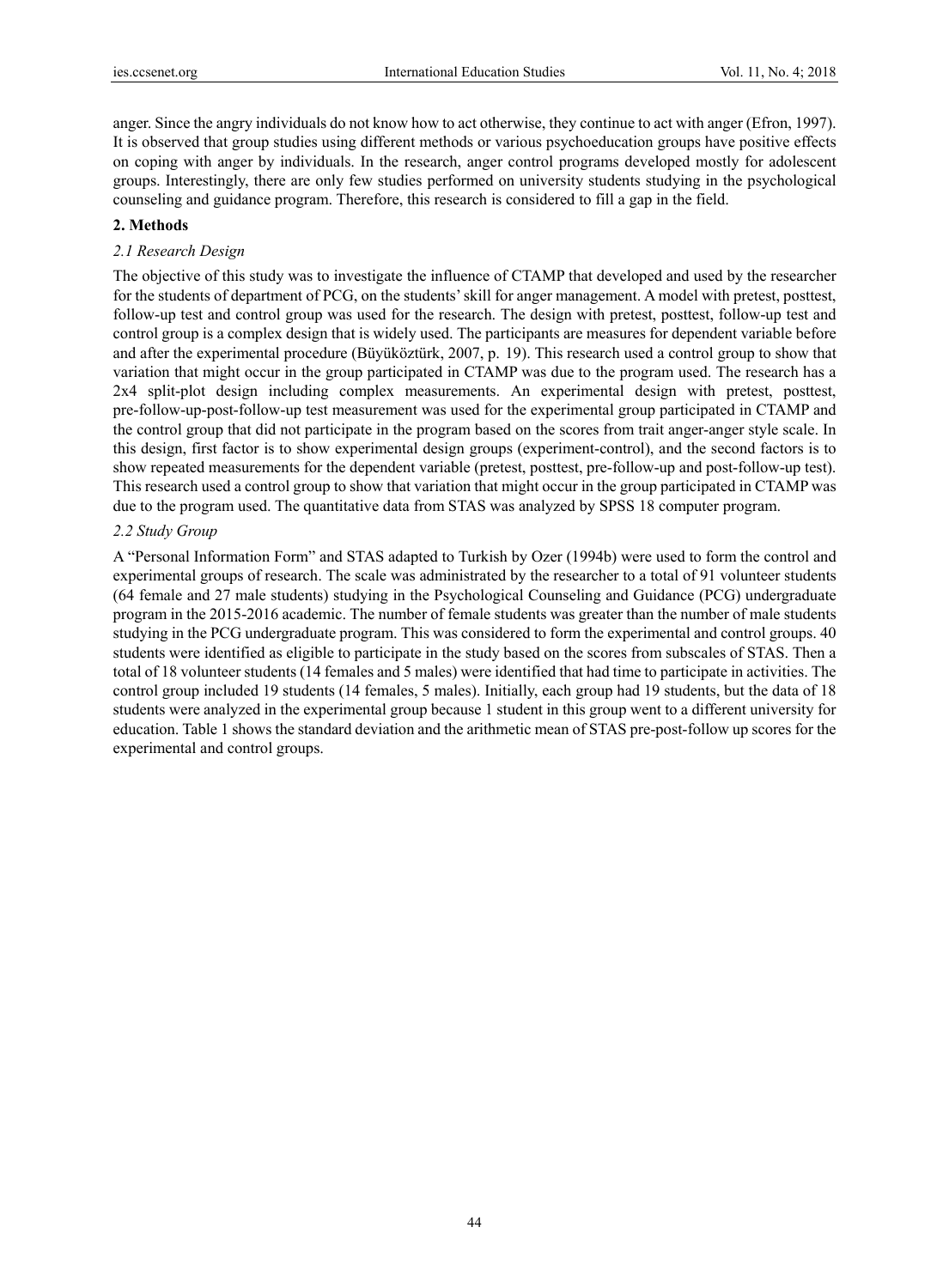anger. Since the angry individuals do not know how to act otherwise, they continue to act with anger (Efron, 1997). It is observed that group studies using different methods or various psychoeducation groups have positive effects on coping with anger by individuals. In the research, anger control programs developed mostly for adolescent groups. Interestingly, there are only few studies performed on university students studying in the psychological counseling and guidance program. Therefore, this research is considered to fill a gap in the field.

## 2. Methods

### *2.1 Research Design*

The objective of this study was to investigate the influence of CTAMP that developed and used by the researcher for the students of department of PCG, on the students' skill for anger management. A model with pretest, posttest, follow-up test and control group was used for the research. The design with pretest, posttest, follow-up test and control group is a complex design that is widely used. The participants are measures for dependent variable before and after the experimental procedure (Büyüköztürk, 2007, p. 19). This research used a control group to show that variation that might occur in the group participated in CTAMP was due to the program used. The research has a 2x4 split-plot design including complex measurements. An experimental design with pretest, posttest, pre-follow-up-post-follow-up test measurement was used for the experimental group participated in CTAMP and the control group that did not participate in the program based on the scores from trait anger-anger style scale. In this design, first factor is to show experimental design groups (experiment-control), and the second factors is to show repeated measurements for the dependent variable (pretest, posttest, pre-follow-up and post-follow-up test). This research used a control group to show that variation that might occur in the group participated in CTAMP was due to the program used. The quantitative data from STAS was analyzed by SPSS 18 computer program.

### *2.2 Study Group*

A "Personal Information Form" and STAS adapted to Turkish by Ozer (1994b) were used to form the control and experimental groups of research. The scale was administrated by the researcher to a total of 91 volunteer students (64 female and 27 male students) studying in the Psychological Counseling and Guidance (PCG) undergraduate program in the 2015-2016 academic. The number of female students was greater than the number of male students studying in the PCG undergraduate program. This was considered to form the experimental and control groups. 40 students were identified as eligible to participate in the study based on the scores from subscales of STAS. Then a total of 18 volunteer students (14 females and 5 males) were identified that had time to participate in activities. The control group included 19 students (14 females, 5 males). Initially, each group had 19 students, but the data of 18 students were analyzed in the experimental group because 1 student in this group went to a different university for education. Table 1 shows the standard deviation and the arithmetic mean of STAS pre-post-follow up scores for the experimental and control groups.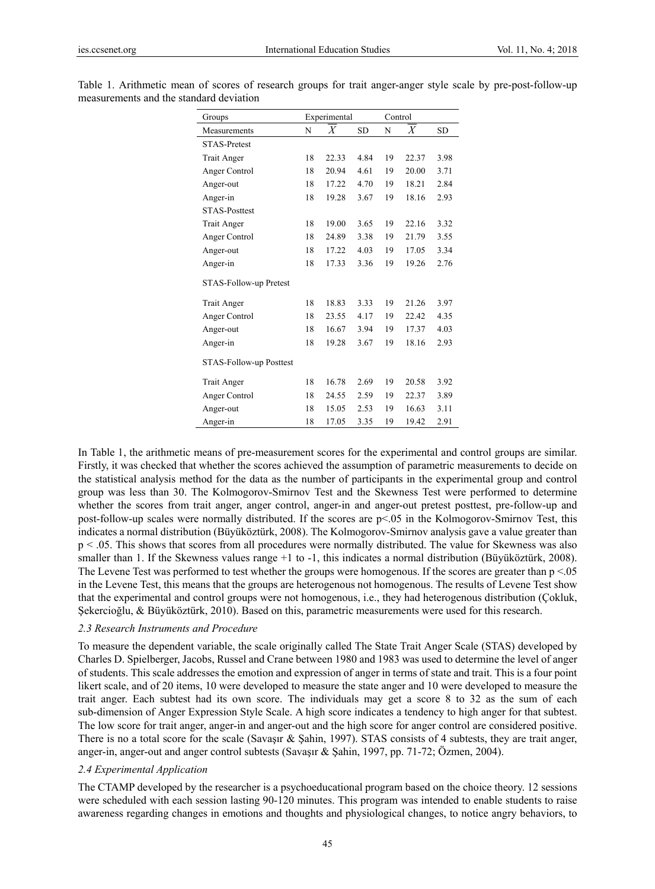Table 1. Arithmetic mean of scores of research groups for trait anger-anger style scale by pre-post-follow-up measurements and the standard deviation

| Groups | Experimental | | | Control | | |
|---|---|---|---|---|---|---|
| Measurements | N | $\overline{X}$ | SD | N | $\overline{X}$ | SD |
| STAS-Pretest | | | | | | |
| Trait Anger | 18 | 22.33 | 4.84 | 19 | 22.37 | 3.98 |
| Anger Control | 18 | 20.94 | 4.61 | 19 | 20.00 | 3.71 |
| Anger-out | 18 | 17.22 | 4.70 | 19 | 18.21 | 2.84 |
| Anger-in | 18 | 19.28 | 3.67 | 19 | 18.16 | 2.93 |
| STAS-Posttest | | | | | | |
| Trait Anger | 18 | 19.00 | 3.65 | 19 | 22.16 | 3.32 |
| Anger Control | 18 | 24.89 | 3.38 | 19 | 21.79 | 3.55 |
| Anger-out | 18 | 17.22 | 4.03 | 19 | 17.05 | 3.34 |
| Anger-in | 18 | 17.33 | 3.36 | 19 | 19.26 | 2.76 |
| STAS-Follow-up Pretest | | | | | | |
| Trait Anger | 18 | 18.83 | 3.33 | 19 | 21.26 | 3.97 |
| Anger Control | 18 | 23.55 | 4.17 | 19 | 22.42 | 4.35 |
| Anger-out | 18 | 16.67 | 3.94 | 19 | 17.37 | 4.03 |
| Anger-in | 18 | 19.28 | 3.67 | 19 | 18.16 | 2.93 |
| STAS-Follow-up Posttest | | | | | | |
| Trait Anger | 18 | 16.78 | 2.69 | 19 | 20.58 | 3.92 |
| Anger Control | 18 | 24.55 | 2.59 | 19 | 22.37 | 3.89 |
| Anger-out | 18 | 15.05 | 2.53 | 19 | 16.63 | 3.11 |
| Anger-in | 18 | 17.05 | 3.35 | 19 | 19.42 | 2.91 |

In Table 1, the arithmetic means of pre-measurement scores for the experimental and control groups are similar. Firstly, it was checked that whether the scores achieved the assumption of parametric measurements to decide on the statistical analysis method for the data as the number of participants in the experimental group and control group was less than 30. The Kolmogorov-Smirnov Test and the Skewness Test were performed to determine whether the scores from trait anger, anger control, anger-in and anger-out pretest posttest, pre-follow-up and post-follow-up scales were normally distributed. If the scores are $p<.05$ in the Kolmogorov-Smirnov Test, this indicates a normal distribution (Büyüköztürk, 2008). The Kolmogorov-Smirnov analysis gave a value greater than $p < .05$. This shows that scores from all procedures were normally distributed. The value for Skewness was also smaller than 1. If the Skewness values range +1 to -1, this indicates a normal distribution (Büyüköztürk, 2008). The Levene Test was performed to test whether the groups were homogenous. If the scores are greater than $p <.05$ in the Levene Test, this means that the groups are heterogenous not homogenous. The results of Levene Test show that the experimental and control groups were not homogenous, i.e., they had heterogenous distribution (Çokluk, Şekercioğlu, & Büyüköztürk, 2010). Based on this, parametric measurements were used for this research.

### *2.3 Research Instruments and Procedure*

To measure the dependent variable, the scale originally called The State Trait Anger Scale (STAS) developed by Charles D. Spielberger, Jacobs, Russel and Crane between 1980 and 1983 was used to determine the level of anger of students. This scale addresses the emotion and expression of anger in terms of state and trait. This is a four point likert scale, and of 20 items, 10 were developed to measure the state anger and 10 were developed to measure the trait anger. Each subtest had its own score. The individuals may get a score 8 to 32 as the sum of each sub-dimension of Anger Expression Style Scale. A high score indicates a tendency to high anger for that subtest. The low score for trait anger, anger-in and anger-out and the high score for anger control are considered positive. There is no a total score for the scale (Savaşır & Şahin, 1997). STAS consists of 4 subtests, they are trait anger, anger-in, anger-out and anger control subtests (Savaşır & Şahin, 1997, pp. 71-72; Özmen, 2004).

### *2.4 Experimental Application*

The CTAMP developed by the researcher is a psychoeducational program based on the choice theory. 12 sessions were scheduled with each session lasting 90-120 minutes. This program was intended to enable students to raise awareness regarding changes in emotions and thoughts and physiological changes, to notice angry behaviors, to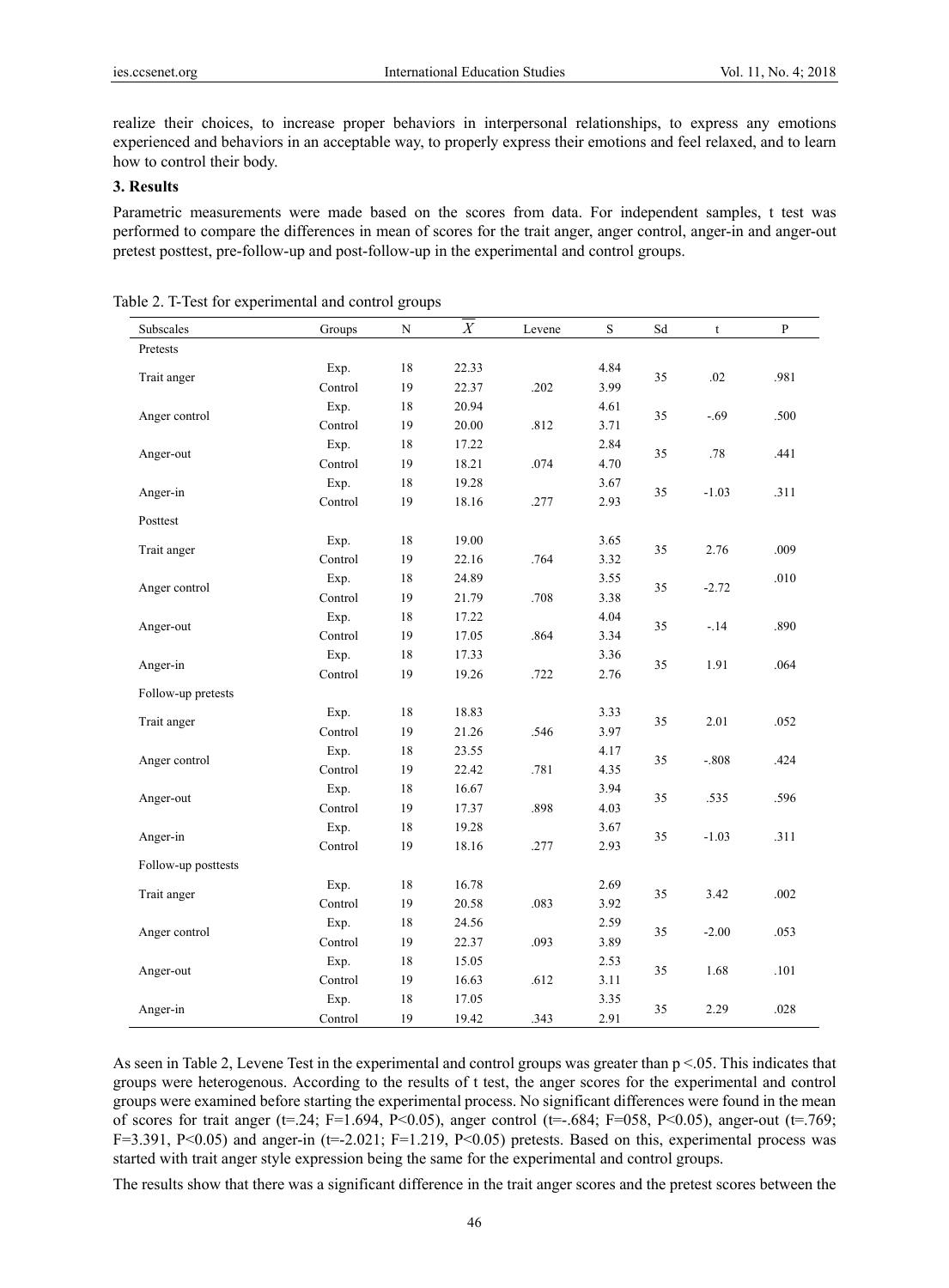realize their choices, to increase proper behaviors in interpersonal relationships, to express any emotions experienced and behaviors in an acceptable way, to properly express their emotions and feel relaxed, and to learn how to control their body.

### 3. Results

Parametric measurements were made based on the scores from data. For independent samples, t test was performed to compare the differences in mean of scores for the trait anger, anger control, anger-in and anger-out pretest posttest, pre-follow-up and post-follow-up in the experimental and control groups.

Table 2. T-Test for experimental and control groups

| Subscales | Groups | N | $\overline{X}$ | Levene | S | Sd | t | P |
|---|---|---|---|---|---|---|---|---|
| Pretests | | | | | | | | |
| Trait anger | Exp. | 18 | 22.33 | | 4.84 | 35 | .02 | .981 |
| | Control | 19 | 22.37 | .202 | 3.99 | | | |
| Anger control | Exp. | 18 | 20.94 | | 4.61 | 35 | -.69 | .500 |
| | Control | 19 | 20.00 | .812 | 3.71 | | | |
| Anger-out | Exp. | 18 | 17.22 | | 2.84 | 35 | .78 | .441 |
| | Control | 19 | 18.21 | .074 | 4.70 | | | |
| Anger-in | Exp. | 18 | 19.28 | | 3.67 | 35 | -1.03 | .311 |
| | Control | 19 | 18.16 | .277 | 2.93 | | | |
| Posttest | | | | | | | | |
| Trait anger | Exp. | 18 | 19.00 | | 3.65 | 35 | 2.76 | .009 |
| | Control | 19 | 22.16 | .764 | 3.32 | | | |
| Anger control | Exp. | 18 | 24.89 | | 3.55 | 35 | -2.72 | .010 |
| | Control | 19 | 21.79 | .708 | 3.38 | | | |
| Anger-out | Exp. | 18 | 17.22 | | 4.04 | 35 | -.14 | .890 |
| | Control | 19 | 17.05 | .864 | 3.34 | | | |
| Anger-in | Exp. | 18 | 17.33 | | 3.36 | 35 | 1.91 | .064 |
| | Control | 19 | 19.26 | .722 | 2.76 | | | |
| Follow-up pretests | | | | | | | | |
| Trait anger | Exp. | 18 | 18.83 | | 3.33 | 35 | 2.01 | .052 |
| | Control | 19 | 21.26 | .546 | 3.97 | | | |
| Anger control | Exp. | 18 | 23.55 | | 4.17 | 35 | -.808 | .424 |
| | Control | 19 | 22.42 | .781 | 4.35 | | | |
| Anger-out | Exp. | 18 | 16.67 | | 3.94 | 35 | .535 | .596 |
| | Control | 19 | 17.37 | .898 | 4.03 | | | |
| Anger-in | Exp. | 18 | 19.28 | | 3.67 | 35 | -1.03 | .311 |
| | Control | 19 | 18.16 | .277 | 2.93 | | | |
| Follow-up posttests | | | | | | | | |
| Trait anger | Exp. | 18 | 16.78 | | 2.69 | 35 | 3.42 | .002 |
| | Control | 19 | 20.58 | .083 | 3.92 | | | |
| Anger control | Exp. | 18 | 24.56 | | 2.59 | 35 | -2.00 | .053 |
| | Control | 19 | 22.37 | .093 | 3.89 | | | |
| Anger-out | Exp. | 18 | 15.05 | | 2.53 | 35 | 1.68 | .101 |
| | Control | 19 | 16.63 | .612 | 3.11 | | | |
| Anger-in | Exp. | 18 | 17.05 | | 3.35 | 35 | 2.29 | .028 |
| | Control | 19 | 19.42 | .343 | 2.91 | | | |

As seen in Table 2, Levene Test in the experimental and control groups was greater than $p < .05$. This indicates that groups were heterogenous. According to the results of t test, the anger scores for the experimental and control groups were examined before starting the experimental process. No significant differences were found in the mean of scores for trait anger ($t=.24$; $F=1.694$, $P<0.05$), anger control ($t=-.684$; $F=058$, $P<0.05$), anger-out ($t=.769$; $F=3.391$, $P<0.05$) and anger-in ($t=-2.021$; $F=1.219$, $P<0.05$) pretests. Based on this, experimental process was started with trait anger style expression being the same for the experimental and control groups.

The results show that there was a significant difference in the trait anger scores and the pretest scores between the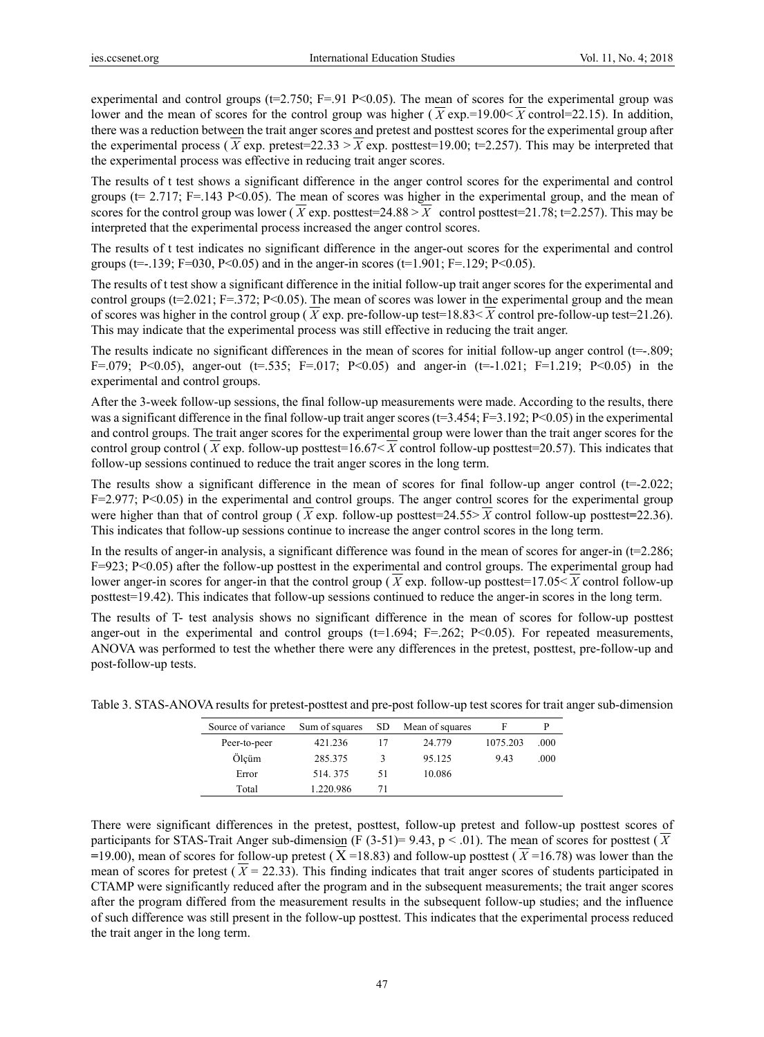experimental and control groups (t=2.750; F=.91 P<0.05). The mean of scores for the experimental group was lower and the mean of scores for the control group was higher ($\overline{X}$ exp.=19.00< $\overline{X}$ control=22.15). In addition, there was a reduction between the trait anger scores and pretest and posttest scores for the experimental group after the experimental process ($\overline{X}$ exp. pretest=22.33 > $\overline{X}$ exp. posttest=19.00; t=2.257). This may be interpreted that the experimental process was effective in reducing trait anger scores.

The results of t test shows a significant difference in the anger control scores for the experimental and control groups (t= 2.717; F=.143 P<0.05). The mean of scores was higher in the experimental group, and the mean of scores for the control group was lower ($\overline{X}$ exp. posttest=24.88 > $\overline{X}$ control posttest=21.78; t=2.257). This may be interpreted that the experimental process increased the anger control scores.

The results of t test indicates no significant difference in the anger-out scores for the experimental and control groups (t=-.139; F=030, P<0.05) and in the anger-in scores (t=1.901; F=.129; P<0.05).

The results of t test show a significant difference in the initial follow-up trait anger scores for the experimental and control groups (t=2.021; F=.372; P<0.05). The mean of scores was lower in the experimental group and the mean of scores was higher in the control group ($\overline{X}$ exp. pre-follow-up test=18.83< $\overline{X}$ control pre-follow-up test=21.26). This may indicate that the experimental process was still effective in reducing the trait anger.

The results indicate no significant differences in the mean of scores for initial follow-up anger control (t=-.809; F=.079; P<0.05), anger-out (t=.535; F=.017; P<0.05) and anger-in (t=-1.021; F=1.219; P<0.05) in the experimental and control groups.

After the 3-week follow-up sessions, the final follow-up measurements were made. According to the results, there was a significant difference in the final follow-up trait anger scores (t=3.454; F=3.192; P<0.05) in the experimental and control groups. The trait anger scores for the experimental group were lower than the trait anger scores for the control group control ($\overline{X}$ exp. follow-up posttest=16.67< $\overline{X}$ control follow-up posttest=20.57). This indicates that follow-up sessions continued to reduce the trait anger scores in the long term.

The results show a significant difference in the mean of scores for final follow-up anger control (t=-2.022; F=2.977; P<0.05) in the experimental and control groups. The anger control scores for the experimental group were higher than that of control group ($\overline{X}$ exp. follow-up posttest=24.55> $\overline{X}$ control follow-up posttest=22.36). This indicates that follow-up sessions continue to increase the anger control scores in the long term.

In the results of anger-in analysis, a significant difference was found in the mean of scores for anger-in (t=2.286; F=923; P<0.05) after the follow-up posttest in the experimental and control groups. The experimental group had lower anger-in scores for anger-in that the control group ($\overline{X}$ exp. follow-up posttest=17.05< $\overline{X}$ control follow-up posttest=19.42). This indicates that follow-up sessions continued to reduce the anger-in scores in the long term.

The results of T- test analysis shows no significant difference in the mean of scores for follow-up posttest anger-out in the experimental and control groups (t=1.694; F=.262; P<0.05). For repeated measurements, ANOVA was performed to test the whether there were any differences in the pretest, posttest, pre-follow-up and post-follow-up tests.

Table 3. STAS-ANOVA results for pretest-posttest and pre-post follow-up test scores for trait anger sub-dimension

| Source of variance | Sum of squares | SD | Mean of squares | F | P |
|---|---|---|---|---|---|
| Peer-to-peer | 421.236 | 17 | 24.779 | 1075.203 | .000 |
| Ölçüm | 285.375 | 3 | 95.125 | 9.43 | .000 |
| Error | 514. 375 | 51 | 10.086 | | |
| Total | 1.220.986 | 71 | | | |

There were significant differences in the pretest, posttest, follow-up pretest and follow-up posttest scores of participants for STAS-Trait Anger sub-dimension (F (3-51)= 9.43, p < .01). The mean of scores for posttest ($\overline{X}$ =19.00), mean of scores for follow-up pretest ($\overline{X}$ =18.83) and follow-up posttest ($\overline{X}$ =16.78) was lower than the mean of scores for pretest ($\overline{X}$ = 22.33). This finding indicates that trait anger scores of students participated in CTAMP were significantly reduced after the program and in the subsequent measurements; the trait anger scores after the program differed from the measurement results in the subsequent follow-up studies; and the influence of such difference was still present in the follow-up posttest. This indicates that the experimental process reduced the trait anger in the long term.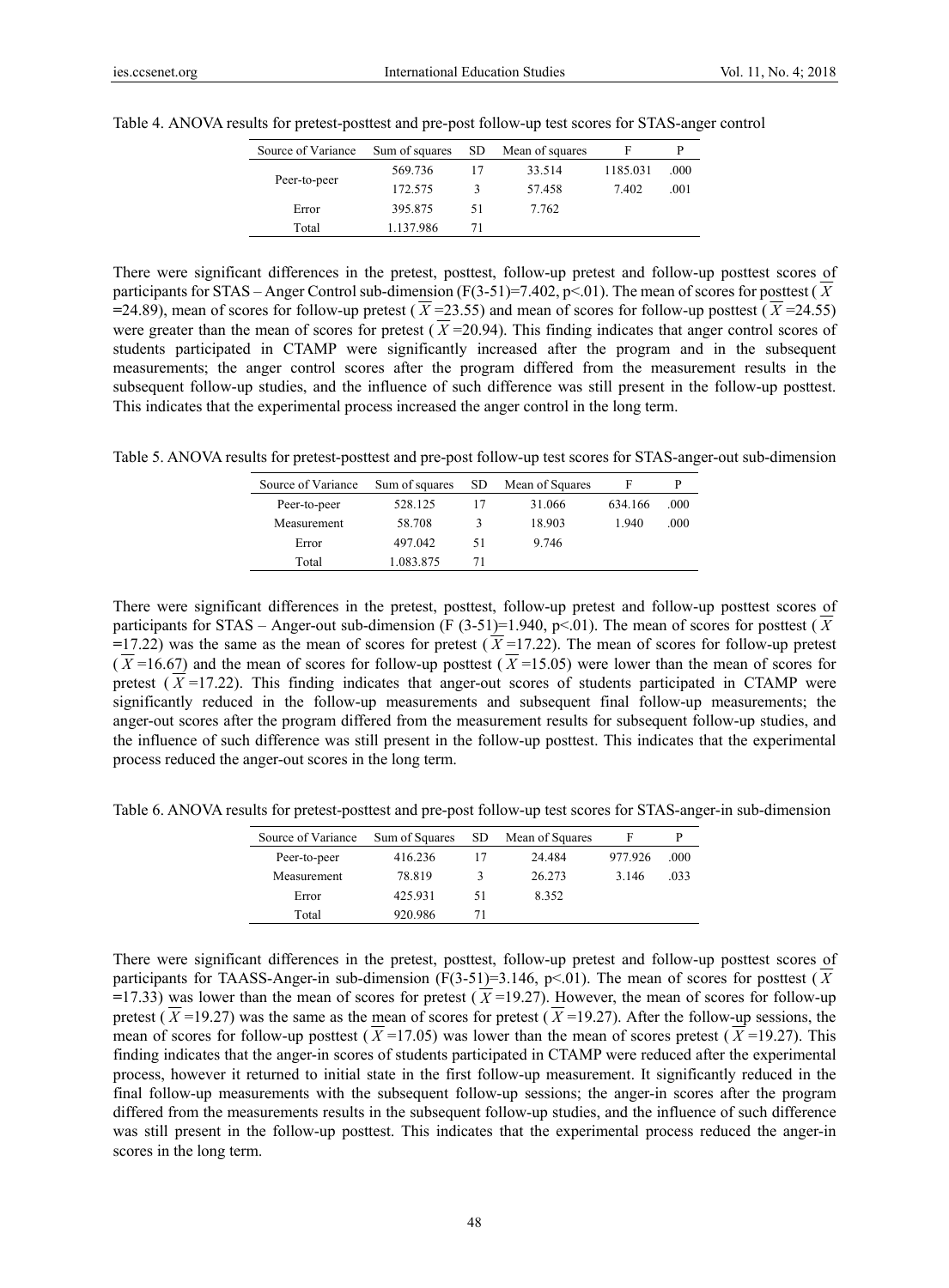Table 4. ANOVA results for pretest-posttest and pre-post follow-up test scores for STAS-anger control

| Source of Variance | Sum of squares | SD | Mean of squares | F | P |
|---|---|---|---|---|---|
| Peer-to-peer | 569.736 | 17 | 33.514 | 1185.031 | .000 |
| | 172.575 | 3 | 57.458 | 7.402 | .001 |
| Error | 395.875 | 51 | 7.762 | | |
| Total | 1.137.986 | 71 | | | |

There were significant differences in the pretest, posttest, follow-up pretest and follow-up posttest scores of participants for STAS – Anger Control sub-dimension ($F(3\text{-}51)=7.402$, $p<.01$). The mean of scores for posttest ($\overline{X}=24.89$), mean of scores for follow-up pretest ($\overline{X}=23.55$) and mean of scores for follow-up posttest ($\overline{X}=24.55$) were greater than the mean of scores for pretest ($\overline{X}=20.94$). This finding indicates that anger control scores of students participated in CTAMP were significantly increased after the program and in the subsequent measurements; the anger control scores after the program differed from the measurement results in the subsequent follow-up studies, and the influence of such difference was still present in the follow-up posttest. This indicates that the experimental process increased the anger control in the long term.

Table 5. ANOVA results for pretest-posttest and pre-post follow-up test scores for STAS-anger-out sub-dimension

| Source of Variance | Sum of squares | SD | Mean of Squares | F | P |
|---|---|---|---|---|---|
| Peer-to-peer | 528.125 | 17 | 31.066 | 634.166 | .000 |
| Measurement | 58.708 | 3 | 18.903 | 1.940 | .000 |
| Error | 497.042 | 51 | 9.746 | | |
| Total | 1.083.875 | 71 | | | |

There were significant differences in the pretest, posttest, follow-up pretest and follow-up posttest scores of participants for STAS – Anger-out sub-dimension ($F(3\text{-}51)=1.940$, $p<.01$). The mean of scores for posttest ($\overline{X}=17.22$) was the same as the mean of scores for pretest ($\overline{X}=17.22$). The mean of scores for follow-up pretest ($\overline{X}=16.67$) and the mean of scores for follow-up posttest ($\overline{X}=15.05$) were lower than the mean of scores for pretest ($\overline{X}=17.22$). This finding indicates that anger-out scores of students participated in CTAMP were significantly reduced in the follow-up measurements and subsequent final follow-up measurements; the anger-out scores after the program differed from the measurement results for subsequent follow-up studies, and the influence of such difference was still present in the follow-up posttest. This indicates that the experimental process reduced the anger-out scores in the long term.

Table 6. ANOVA results for pretest-posttest and pre-post follow-up test scores for STAS-anger-in sub-dimension

| Source of Variance | Sum of Squares | SD | Mean of Squares | F | P |
|---|---|---|---|---|---|
| Peer-to-peer | 416.236 | 17 | 24.484 | 977.926 | .000 |
| Measurement | 78.819 | 3 | 26.273 | 3.146 | .033 |
| Error | 425.931 | 51 | 8.352 | | |
| Total | 920.986 | 71 | | | |

There were significant differences in the pretest, posttest, follow-up pretest and follow-up posttest scores of participants for TAASS-Anger-in sub-dimension ($F(3\text{-}51)=3.146$, $p<.01$). The mean of scores for posttest ($\overline{X}=17.33$) was lower than the mean of scores for pretest ($\overline{X}=19.27$). However, the mean of scores for follow-up pretest ($\overline{X}=19.27$) was the same as the mean of scores for pretest ($\overline{X}=19.27$). After the follow-up sessions, the mean of scores for follow-up posttest ($\overline{X}=17.05$) was lower than the mean of scores pretest ($\overline{X}=19.27$). This finding indicates that the anger-in scores of students participated in CTAMP were reduced after the experimental process, however it returned to initial state in the first follow-up measurement. It significantly reduced in the final follow-up measurements with the subsequent follow-up sessions; the anger-in scores after the program differed from the measurements results in the subsequent follow-up studies, and the influence of such difference was still present in the follow-up posttest. This indicates that the experimental process reduced the anger-in scores in the long term.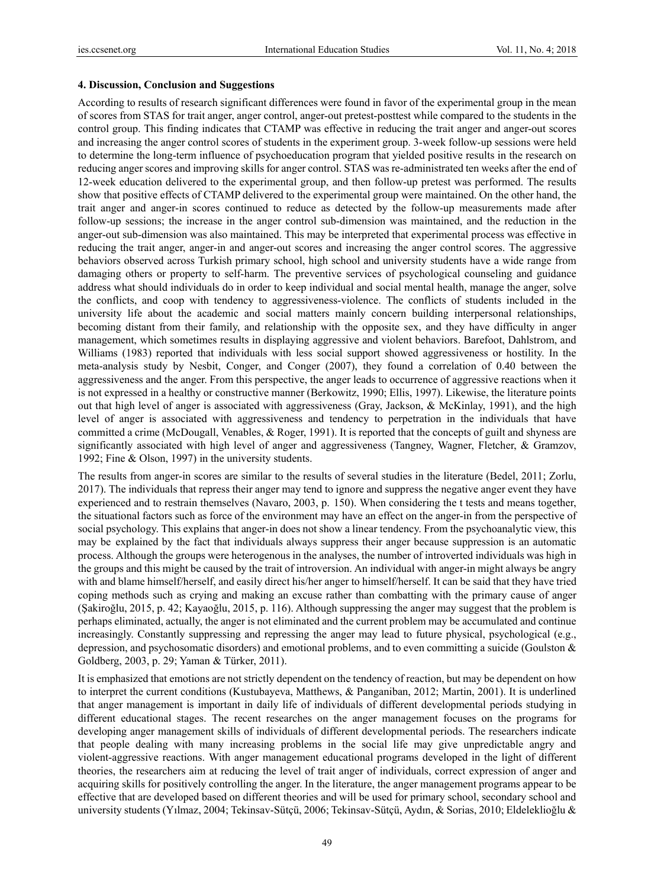### 4. Discussion, Conclusion and Suggestions

According to results of research significant differences were found in favor of the experimental group in the mean of scores from STAS for trait anger, anger control, anger-out pretest-posttest while compared to the students in the control group. This finding indicates that CTAMP was effective in reducing the trait anger and anger-out scores and increasing the anger control scores of students in the experiment group. 3-week follow-up sessions were held to determine the long-term influence of psychoeducation program that yielded positive results in the research on reducing anger scores and improving skills for anger control. STAS was re-administrated ten weeks after the end of 12-week education delivered to the experimental group, and then follow-up pretest was performed. The results show that positive effects of CTAMP delivered to the experimental group were maintained. On the other hand, the trait anger and anger-in scores continued to reduce as detected by the follow-up measurements made after follow-up sessions; the increase in the anger control sub-dimension was maintained, and the reduction in the anger-out sub-dimension was also maintained. This may be interpreted that experimental process was effective in reducing the trait anger, anger-in and anger-out scores and increasing the anger control scores. The aggressive behaviors observed across Turkish primary school, high school and university students have a wide range from damaging others or property to self-harm. The preventive services of psychological counseling and guidance address what should individuals do in order to keep individual and social mental health, manage the anger, solve the conflicts, and coop with tendency to aggressiveness-violence. The conflicts of students included in the university life about the academic and social matters mainly concern building interpersonal relationships, becoming distant from their family, and relationship with the opposite sex, and they have difficulty in anger management, which sometimes results in displaying aggressive and violent behaviors. Barefoot, Dahlstrom, and Williams (1983) reported that individuals with less social support showed aggressiveness or hostility. In the meta-analysis study by Nesbit, Conger, and Conger (2007), they found a correlation of 0.40 between the aggressiveness and the anger. From this perspective, the anger leads to occurrence of aggressive reactions when it is not expressed in a healthy or constructive manner (Berkowitz, 1990; Ellis, 1997). Likewise, the literature points out that high level of anger is associated with aggressiveness (Gray, Jackson, & McKinlay, 1991), and the high level of anger is associated with aggressiveness and tendency to perpetration in the individuals that have committed a crime (McDougall, Venables, & Roger, 1991). It is reported that the concepts of guilt and shyness are significantly associated with high level of anger and aggressiveness (Tangney, Wagner, Fletcher, & Gramzov, 1992; Fine & Olson, 1997) in the university students.

The results from anger-in scores are similar to the results of several studies in the literature (Bedel, 2011; Zorlu, 2017). The individuals that repress their anger may tend to ignore and suppress the negative anger event they have experienced and to restrain themselves (Navaro, 2003, p. 150). When considering the t tests and means together, the situational factors such as force of the environment may have an effect on the anger-in from the perspective of social psychology. This explains that anger-in does not show a linear tendency. From the psychoanalytic view, this may be explained by the fact that individuals always suppress their anger because suppression is an automatic process. Although the groups were heterogenous in the analyses, the number of introverted individuals was high in the groups and this might be caused by the trait of introversion. An individual with anger-in might always be angry with and blame himself/herself, and easily direct his/her anger to himself/herself. It can be said that they have tried coping methods such as crying and making an excuse rather than combatting with the primary cause of anger (Şakiroğlu, 2015, p. 42; Kayaoğlu, 2015, p. 116). Although suppressing the anger may suggest that the problem is perhaps eliminated, actually, the anger is not eliminated and the current problem may be accumulated and continue increasingly. Constantly suppressing and repressing the anger may lead to future physical, psychological (e.g., depression, and psychosomatic disorders) and emotional problems, and to even committing a suicide (Goulston & Goldberg, 2003, p. 29; Yaman & Türker, 2011).

It is emphasized that emotions are not strictly dependent on the tendency of reaction, but may be dependent on how to interpret the current conditions (Kustubayeva, Matthews, & Panganiban, 2012; Martin, 2001). It is underlined that anger management is important in daily life of individuals of different developmental periods studying in different educational stages. The recent researches on the anger management focuses on the programs for developing anger management skills of individuals of different developmental periods. The researchers indicate that people dealing with many increasing problems in the social life may give unpredictable angry and violent-aggressive reactions. With anger management educational programs developed in the light of different theories, the researchers aim at reducing the level of trait anger of individuals, correct expression of anger and acquiring skills for positively controlling the anger. In the literature, the anger management programs appear to be effective that are developed based on different theories and will be used for primary school, secondary school and university students (Yılmaz, 2004; Tekinsav-Sütçü, 2006; Tekinsav-Sütçü, Aydın, & Sorias, 2010; Eldeleklioğlu &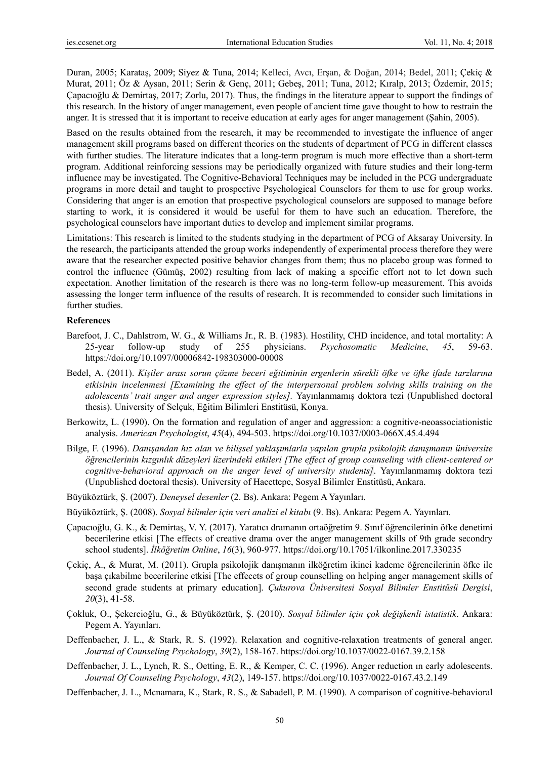Duran, 2005; Karataş, 2009; Siyez & Tuna, 2014; Kelleci, Avcı, Erşan, & Doğan, 2014; Bedel, 2011; Çekiç & Murat, 2011; Öz & Aysan, 2011; Serin & Genç, 2011; Gebeş, 2011; Tuna, 2012; Kıralp, 2013; Özdemir, 2015; Çapacıoğlu & Demirtaş, 2017; Zorlu, 2017). Thus, the findings in the literature appear to support the findings of this research. In the history of anger management, even people of ancient time gave thought to how to restrain the anger. It is stressed that it is important to receive education at early ages for anger management (Şahin, 2005).

Based on the results obtained from the research, it may be recommended to investigate the influence of anger management skill programs based on different theories on the students of department of PCG in different classes with further studies. The literature indicates that a long-term program is much more effective than a short-term program. Additional reinforcing sessions may be periodically organized with future studies and their long-term influence may be investigated. The Cognitive-Behavioral Techniques may be included in the PCG undergraduate programs in more detail and taught to prospective Psychological Counselors for them to use for group works. Considering that anger is an emotion that prospective psychological counselors are supposed to manage before starting to work, it is considered it would be useful for them to have such an education. Therefore, the psychological counselors have important duties to develop and implement similar programs.

Limitations: This research is limited to the students studying in the department of PCG of Aksaray University. In the research, the participants attended the group works independently of experimental process therefore they were aware that the researcher expected positive behavior changes from them; thus no placebo group was formed to control the influence (Gümüş, 2002) resulting from lack of making a specific effort not to let down such expectation. Another limitation of the research is there was no long-term follow-up measurement. This avoids assessing the longer term influence of the results of research. It is recommended to consider such limitations in further studies.

**References**

Barefoot, J. C., Dahlstrom, W. G., & Williams Jr., R. B. (1983). Hostility, CHD incidence, and total mortality: A 25-year follow-up study of 255 physicians. *Psychosomatic Medicine*, *45*, 59-63. https://doi.org/10.1097/00006842-198303000-00008

Bedel, A. (2011). *Kişiler arası sorun çözme beceri eğitiminin ergenlerin sürekli öfke ve öfke ifade tarzlarına etkisinin incelenmesi [Examining the effect of the interpersonal problem solving skills training on the adolescents' trait anger and anger expression styles].* Yayınlanmamış doktora tezi (Unpublished doctoral thesis). University of Selçuk, Eğitim Bilimleri Enstitüsü, Konya.

Berkowitz, L. (1990). On the formation and regulation of anger and aggression: a cognitive-neoassociationistic analysis. *American Psychologist*, *45*(4), 494-503. https://doi.org/10.1037/0003-066X.45.4.494

Bilge, F. (1996). *Danışandan hız alan ve bilişsel yaklaşımlarla yapılan grupla psikolojik danışmanın üniversite öğrencilerinin kızgınlık düzeyleri üzerindeki etkileri [The effect of group counseling with client-centered or cognitive-behavioral approach on the anger level of university students]*. Yayınlanmamış doktora tezi (Unpublished doctoral thesis). University of Hacettepe, Sosyal Bilimler Enstitüsü, Ankara.

Büyüköztürk, Ş. (2007). *Deneysel desenler* (2. Bs). Ankara: Pegem A Yayınları.

Büyüköztürk, Ş. (2008). *Sosyal bilimler için veri analizi el kitabı* (9. Bs). Ankara: Pegem A. Yayınları.

Çapacıoğlu, G. K., & Demirtaş, V. Y. (2017). Yaratıcı dramanın ortaöğretim 9. Sınıf öğrencilerinin öfke denetimi becerilerine etkisi [The effects of creative drama over the anger management skills of 9th grade secondry school students]. *İlköğretim Online*, *16*(3), 960-977. https://doi.org/10.17051/ilkonline.2017.330235

Çekiç, A., & Murat, M. (2011). Grupla psikolojik danışmanın ilköğretim ikinci kademe öğrencilerinin öfke ile başa çıkabilme becerilerine etkisi [The effecets of group counselling on helping anger management skills of second grade students at primary education]. *Çukurova Üniversitesi Sosyal Bilimler Enstitüsü Dergisi*, *20*(3), 41-58.

Çokluk, O., Şekercioğlu, G., & Büyüköztürk, Ş. (2010). *Sosyal bilimler için çok değişkenli istatistik*. Ankara: Pegem A. Yayınları.

Deffenbacher, J. L., & Stark, R. S. (1992). Relaxation and cognitive-relaxation treatments of general anger. *Journal of Counseling Psychology*, *39*(2), 158-167. https://doi.org/10.1037/0022-0167.39.2.158

Deffenbacher, J. L., Lynch, R. S., Oetting, E. R., & Kemper, C. C. (1996). Anger reduction ın early adolescents. *Journal Of Counseling Psychology*, *43*(2), 149-157. https://doi.org/10.1037/0022-0167.43.2.149

Deffenbacher, J. L., Mcnamara, K., Stark, R. S., & Sabadell, P. M. (1990). A comparison of cognitive-behavioral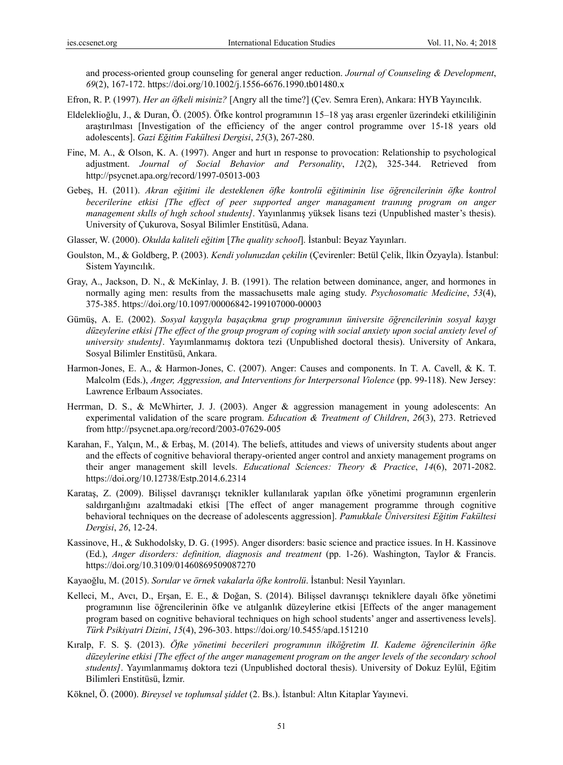and process-oriented group counseling for general anger reduction. *Journal of Counseling & Development*, *69*(2), 167-172. https://doi.org/10.1002/j.1556-6676.1990.tb01480.x

Efron, R. P. (1997). *Her an öfkeli misiniz?* [Angry all the time?] (Çev. Semra Eren), Ankara: HYB Yayıncılık.

Eldeleklioğlu, J., & Duran, Ö. (2005). Öfke kontrol programının 15–18 yaş arası ergenler üzerindeki etkililiğinin araştırılması [Investigation of the efficiency of the anger control programme over 15-18 years old adolescents]. *Gazi Eğitim Fakültesi Dergisi*, *25*(3), 267-280.

Fine, M. A., & Olson, K. A. (1997). Anger and hurt ın response to provocation: Relationship to psychological adjustment. *Journal of Social Behavior and Personality*, *12*(2), 325-344. Retrieved from http://psycnet.apa.org/record/1997-05013-003

Gebeş, H. (2011). *Akran eğitimi ile desteklenen öfke kontrolü eğitiminin lise öğrencilerinin öfke kontrol becerilerine etkisi [The effect of peer supported anger managament traınıng program on anger management skılls of hıgh school students]*. Yayınlanmış yüksek lisans tezi (Unpublished master's thesis). University of Çukurova, Sosyal Bilimler Enstitüsü, Adana.

Glasser, W. (2000). *Okulda kaliteli eğitim* [*The quality school*]. İstanbul: Beyaz Yayınları.

Goulston, M., & Goldberg, P. (2003). *Kendi yolunuzdan çekilin* (Çevirenler: Betül Çelik, İlkin Özyayla). İstanbul: Sistem Yayıncılık.

Gray, A., Jackson, D. N., & McKinlay, J. B. (1991). The relation between dominance, anger, and hormones in normally aging men: results from the massachusetts male aging study. *Psychosomatic Medicine*, *53*(4), 375-385. https://doi.org/10.1097/00006842-199107000-00003

Gümüş, A. E. (2002). *Sosyal kaygıyla başaçıkma grup programının üniversite öğrencilerinin sosyal kaygı düzeylerine etkisi [The effect of the group program of coping with social anxiety upon social anxiety level of university students]*. Yayımlanmamış doktora tezi (Unpublished doctoral thesis). University of Ankara, Sosyal Bilimler Enstitüsü, Ankara.

Harmon-Jones, E. A., & Harmon-Jones, C. (2007). Anger: Causes and components. In T. A. Cavell, & K. T. Malcolm (Eds.), *Anger, Aggression, and Interventions for Interpersonal Violence* (pp. 99-118). New Jersey: Lawrence Erlbaum Associates.

Herrman, D. S., & McWhirter, J. J. (2003). Anger & aggression management in young adolescents: An experimental validation of the scare program. *Education & Treatment of Children*, *26*(3), 273. Retrieved from http://psycnet.apa.org/record/2003-07629-005

Karahan, F., Yalçın, M., & Erbaş, M. (2014). The beliefs, attitudes and views of university students about anger and the effects of cognitive behavioral therapy-oriented anger control and anxiety management programs on their anger management skill levels. *Educational Sciences: Theory & Practice*, *14*(6), 2071-2082. https://doi.org/10.12738/Estp.2014.6.2314

Karataş, Z. (2009). Bilişsel davranışçı teknikler kullanılarak yapılan öfke yönetimi programının ergenlerin saldırganlığını azaltmadaki etkisi [The effect of anger management programme through cognitive behavioral techniques on the decrease of adolescents aggression]. *Pamukkale Üniversitesi Eğitim Fakültesi Dergisi*, *26*, 12-24.

Kassinove, H., & Sukhodolsky, D. G. (1995). Anger disorders: basic science and practice issues. In H. Kassinove (Ed.), *Anger disorders: definition, diagnosis and treatment* (pp. 1-26). Washington, Taylor & Francis. https://doi.org/10.3109/01460869509087270

Kayaoğlu, M. (2015). *Sorular ve örnek vakalarla öfke kontrolü*. İstanbul: Nesil Yayınları.

Kelleci, M., Avcı, D., Erşan, E. E., & Doğan, S. (2014). Bilişsel davranışçı tekniklere dayalı öfke yönetimi programının lise öğrencilerinin öfke ve atılganlık düzeylerine etkisi [Effects of the anger management program based on cognitive behavioral techniques on high school students' anger and assertiveness levels]. *Türk Psikiyatri Dizini*, *15*(4), 296-303. https://doi.org/10.5455/apd.151210

Kıralp, F. S. Ş. (2013). *Öfke yönetimi becerileri programının ilköğretim II. Kademe öğrencilerinin öfke düzeylerine etkisi [The effect of the anger management program on the anger levels of the secondary school students]*. Yayımlanmamış doktora tezi (Unpublished doctoral thesis). University of Dokuz Eylül, Eğitim Bilimleri Enstitüsü, İzmir.

Köknel, Ö. (2000). *Bireysel ve toplumsal şiddet* (2. Bs.). İstanbul: Altın Kitaplar Yayınevi.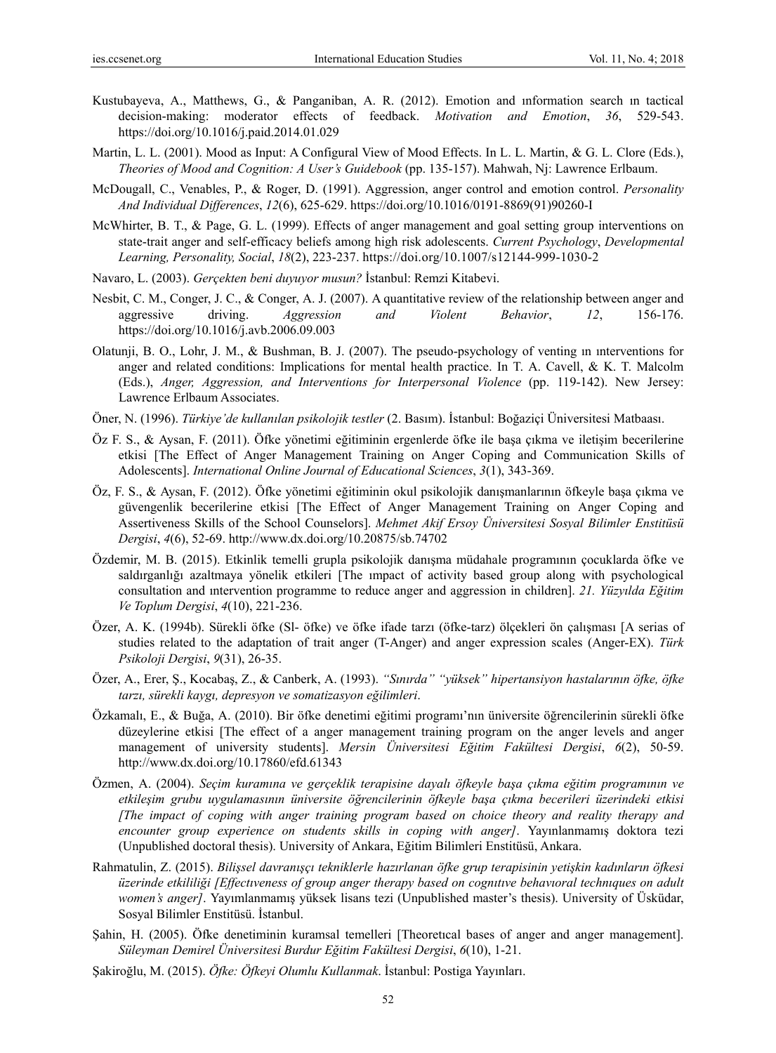Kustubayeva, A., Matthews, G., & Panganiban, A. R. (2012). Emotion and ınformation search ın tactical decision-making: moderator effects of feedback. *Motivation and Emotion*, *36*, 529-543. https://doi.org/10.1016/j.paid.2014.01.029

Martin, L. L. (2001). Mood as Input: A Configural View of Mood Effects. In L. L. Martin, & G. L. Clore (Eds.), *Theories of Mood and Cognition: A User's Guidebook* (pp. 135-157). Mahwah, Nj: Lawrence Erlbaum.

McDougall, C., Venables, P., & Roger, D. (1991). Aggression, anger control and emotion control. *Personality And Individual Differences*, *12*(6), 625-629. https://doi.org/10.1016/0191-8869(91)90260-I

McWhirter, B. T., & Page, G. L. (1999). Effects of anger management and goal setting group interventions on state-trait anger and self-efficacy beliefs among high risk adolescents. *Current Psychology*, *Developmental Learning, Personality, Social*, *18*(2), 223-237. https://doi.org/10.1007/s12144-999-1030-2

Navaro, L. (2003). *Gerçekten beni duyuyor musun?* İstanbul: Remzi Kitabevi.

Nesbit, C. M., Conger, J. C., & Conger, A. J. (2007). A quantitative review of the relationship between anger and aggressive driving. *Aggression and Violent Behavior*, *12*, 156-176. https://doi.org/10.1016/j.avb.2006.09.003

Olatunji, B. O., Lohr, J. M., & Bushman, B. J. (2007). The pseudo-psychology of venting ın ınterventions for anger and related conditions: Implications for mental health practice. In T. A. Cavell, & K. T. Malcolm (Eds.), *Anger, Aggression, and Interventions for Interpersonal Violence* (pp. 119-142). New Jersey: Lawrence Erlbaum Associates.

Öner, N. (1996). *Türkiye'de kullanılan psikolojik testler* (2. Basım). İstanbul: Boğaziçi Üniversitesi Matbaası.

Öz F. S., & Aysan, F. (2011). Öfke yönetimi eğitiminin ergenlerde öfke ile başa çıkma ve iletişim becerilerine etkisi [The Effect of Anger Management Training on Anger Coping and Communication Skills of Adolescents]. *International Online Journal of Educational Sciences*, *3*(1), 343-369.

Öz, F. S., & Aysan, F. (2012). Öfke yönetimi eğitiminin okul psikolojik danışmanlarının öfkeyle başa çıkma ve güvengenlik becerilerine etkisi [The Effect of Anger Management Training on Anger Coping and Assertiveness Skills of the School Counselors]. *Mehmet Akif Ersoy Üniversitesi Sosyal Bilimler Enstitüsü Dergisi*, *4*(6), 52-69. http://www.dx.doi.org/10.20875/sb.74702

Özdemir, M. B. (2015). Etkinlik temelli grupla psikolojik danışma müdahale programının çocuklarda öfke ve saldırganlığı azaltmaya yönelik etkileri [The ımpact of activity based group along with psychological consultation and ıntervention programme to reduce anger and aggression in children]. *21. Yüzyılda Eğitim Ve Toplum Dergisi*, *4*(10), 221-236.

Özer, A. K. (1994b). Sürekli öfke (Sl- öfke) ve öfke ifade tarzı (öfke-tarz) ölçekleri ön çalışması [A serias of studies related to the adaptation of trait anger (T-Anger) and anger expression scales (Anger-EX). *Türk Psikoloji Dergisi*, *9*(31), 26-35.

Özer, A., Erer, Ş., Kocabaş, Z., & Canberk, A. (1993). *"Sınırda" "yüksek" hipertansiyon hastalarının öfke, öfke tarzı, sürekli kaygı, depresyon ve somatizasyon eğilimleri*.

Özkamalı, E., & Buğa, A. (2010). Bir öfke denetimi eğitimi programı'nın üniversite öğrencilerinin sürekli öfke düzeylerine etkisi [The effect of a anger management training program on the anger levels and anger management of university students]. *Mersin Üniversitesi Eğitim Fakültesi Dergisi*, *6*(2), 50-59. http://www.dx.doi.org/10.17860/efd.61343

Özmen, A. (2004). *Seçim kuramına ve gerçeklik terapisine dayalı öfkeyle başa çıkma eğitim programının ve etkileşim grubu uygulamasının üniversite öğrencilerinin öfkeyle başa çıkma becerileri üzerindeki etkisi [The impact of coping with anger training program based on choice theory and reality therapy and encounter group experience on students skills in coping with anger]*. Yayınlanmamış doktora tezi (Unpublished doctoral thesis). University of Ankara, Eğitim Bilimleri Enstitüsü, Ankara.

Rahmatulin, Z. (2015). *Bilişsel davranışçı tekniklerle hazırlanan öfke grup terapisinin yetişkin kadınların öfkesi üzerinde etkililiği [Effectıveness of group anger therapy based on cognıtıve behavıoral technıques on adult women's anger]*. Yayımlanmamış yüksek lisans tezi (Unpublished master's thesis). University of Üsküdar, Sosyal Bilimler Enstitüsü. İstanbul.

Şahin, H. (2005). Öfke denetiminin kuramsal temelleri [Theoretıcal bases of anger and anger management]. *Süleyman Demirel Üniversitesi Burdur Eğitim Fakültesi Dergisi*, *6*(10), 1-21.

Şakiroğlu, M. (2015). *Öfke: Öfkeyi Olumlu Kullanmak*. İstanbul: Postiga Yayınları.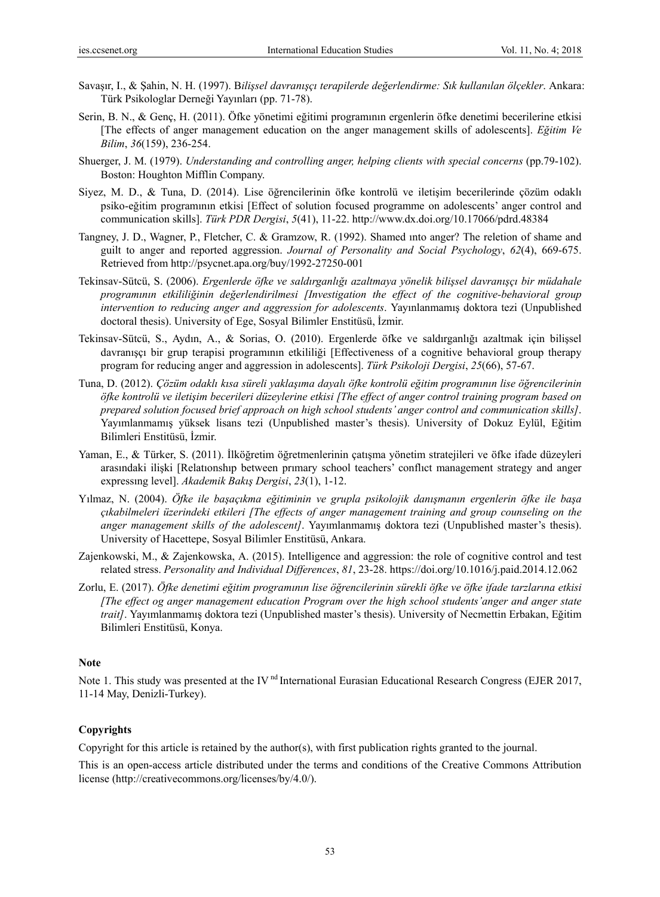Savaşır, I., & Şahin, N. H. (1997). B*ilişsel davranışçı terapilerde değerlendirme: Sık kullanılan ölçekler*. Ankara: Türk Psikologlar Derneği Yayınları (pp. 71-78).

Serin, B. N., & Genç, H. (2011). Öfke yönetimi eğitimi programının ergenlerin öfke denetimi becerilerine etkisi [The effects of anger management education on the anger management skills of adolescents]. *Eğitim Ve Bilim*, *36*(159), 236-254.

Shuerger, J. M. (1979). *Understanding and controlling anger, helping clients with special concerns* (pp.79-102). Boston: Houghton Mifflin Company.

Siyez, M. D., & Tuna, D. (2014). Lise öğrencilerinin öfke kontrolü ve iletişim becerilerinde çözüm odaklı psiko-eğitim programının etkisi [Effect of solution focused programme on adolescents' anger control and communication skills]. *Türk PDR Dergisi*, *5*(41), 11-22. http://www.dx.doi.org/10.17066/pdrd.48384

Tangney, J. D., Wagner, P., Fletcher, C. & Gramzow, R. (1992). Shamed ınto anger? The reletion of shame and guilt to anger and reported aggression. *Journal of Personality and Social Psychology*, *62*(4), 669-675. Retrieved from http://psycnet.apa.org/buy/1992-27250-001

Tekinsav-Sütcü, S. (2006). *Ergenlerde öfke ve saldırganlığı azaltmaya yönelik bilişsel davranışçı bir müdahale programının etkililiğinin değerlendirilmesi [Investigation the effect of the cognitive-behavioral group intervention to reducing anger and aggression for adolescents*. Yayınlanmamış doktora tezi (Unpublished doctoral thesis). University of Ege, Sosyal Bilimler Enstitüsü, İzmir.

Tekinsav-Sütcü, S., Aydın, A., & Sorias, O. (2010). Ergenlerde öfke ve saldırganlığı azaltmak için bilişsel davranışçı bir grup terapisi programının etkililiği [Effectiveness of a cognitive behavioral group therapy program for reducing anger and aggression in adolescents]. *Türk Psikoloji Dergisi*, *25*(66), 57-67.

Tuna, D. (2012). *Çözüm odaklı kısa süreli yaklaşıma dayalı öfke kontrolü eğitim programının lise öğrencilerinin öfke kontrolü ve iletişim becerileri düzeylerine etkisi [The effect of anger control training program based on prepared solution focused brief approach on high school students' anger control and communication skills]*. Yayımlanmamış yüksek lisans tezi (Unpublished master's thesis). University of Dokuz Eylül, Eğitim Bilimleri Enstitüsü, İzmir.

Yaman, E., & Türker, S. (2011). İlköğretim öğretmenlerinin çatışma yönetim stratejileri ve öfke ifade düzeyleri arasındaki ilişki [Relatıonshıp between prımary school teachers' conflıct management strategy and anger expressıng level]. *Akademik Bakış Dergisi*, *23*(1), 1-12.

Yılmaz, N. (2004). *Öfke ile başaçıkma eğitiminin ve grupla psikolojik danışmanın ergenlerin öfke ile başa çıkabilmeleri üzerindeki etkileri [The effects of anger management training and group counseling on the anger management skills of the adolescent]*. Yayınlanmamış doktora tezi (Unpublished master's thesis). University of Hacettepe, Sosyal Bilimler Enstitüsü, Ankara.

Zajenkowski, M., & Zajenkowska, A. (2015). Intelligence and aggression: the role of cognitive control and test related stress. *Personality and Individual Differences*, *81*, 23-28. https://doi.org/10.1016/j.paid.2014.12.062

Zorlu, E. (2017). *Öfke denetimi eğitim programının lise öğrencilerinin sürekli öfke ve öfke ifade tarzlarına etkisi [The effect og anger management education Program over the high school students'anger and anger state trait]*. Yayımlanmamış doktora tezi (Unpublished master's thesis). University of Necmettin Erbakan, Eğitim Bilimleri Enstitüsü, Konya.

## Note

Note 1. This study was presented at the IV nd International Eurasian Educational Research Congress (EJER 2017, 11-14 May, Denizli-Turkey).

## Copyrights

Copyright for this article is retained by the author(s), with first publication rights granted to the journal.

This is an open-access article distributed under the terms and conditions of the Creative Commons Attribution license (http://creativecommons.org/licenses/by/4.0/).